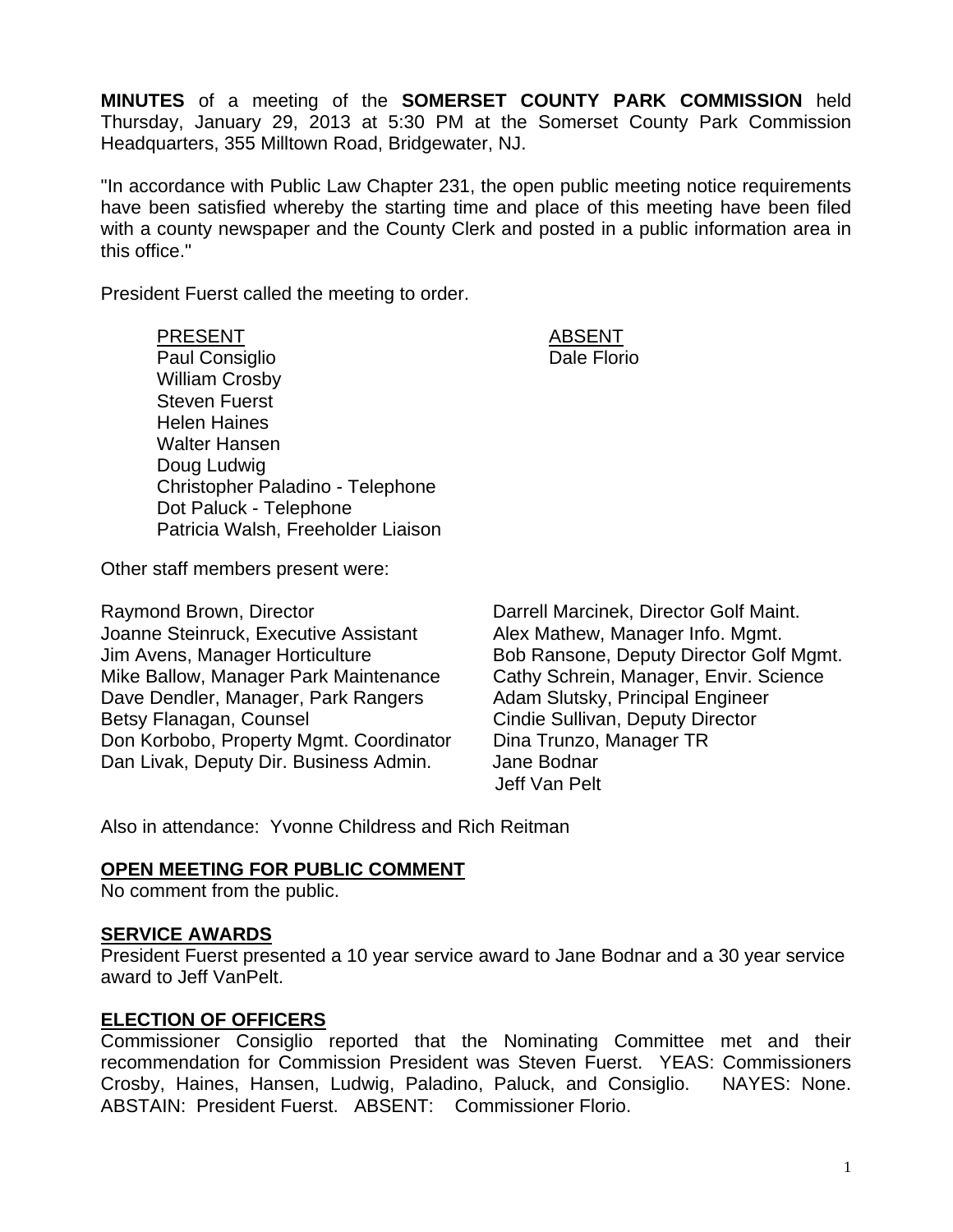**MINUTES** of a meeting of the **SOMERSET COUNTY PARK COMMISSION** held Thursday, January 29, 2013 at 5:30 PM at the Somerset County Park Commission Headquarters, 355 Milltown Road, Bridgewater, NJ.

"In accordance with Public Law Chapter 231, the open public meeting notice requirements have been satisfied whereby the starting time and place of this meeting have been filed with a county newspaper and the County Clerk and posted in a public information area in this office."

President Fuerst called the meeting to order.

| PRESENT | ABSENT |
|---|---|
| Paul Consiglio | Dale Florio |
| William Crosby | |
| Steven Fuerst | |
| Helen Haines | |
| Walter Hansen | |
| Doug Ludwig | |
| Christopher Paladino - Telephone | |
| Dot Paluck - Telephone | |
| Patricia Walsh, Freeholder Liaison | |

Other staff members present were:

Raymond Brown, Director
Joanne Steinruck, Executive Assistant
Jim Avens, Manager Horticulture
Mike Ballow, Manager Park Maintenance
Dave Dendler, Manager, Park Rangers
Betsy Flanagan, Counsel
Don Korbobo, Property Mgmt. Coordinator
Dan Livak, Deputy Dir. Business Admin.
Darrell Marcinek, Director Golf Maint.
Alex Mathew, Manager Info. Mgmt.
Bob Ransone, Deputy Director Golf Mgmt.
Cathy Schrein, Manager, Envir. Science
Adam Slutsky, Principal Engineer
Cindie Sullivan, Deputy Director
Dina Trunzo, Manager TR
Jane Bodnar
Jeff Van Pelt

Also in attendance: Yvonne Childress and Rich Reitman

## OPEN MEETING FOR PUBLIC COMMENT

No comment from the public.

## SERVICE AWARDS

President Fuerst presented a 10 year service award to Jane Bodnar and a 30 year service award to Jeff VanPelt.

## ELECTION OF OFFICERS

Commissioner Consiglio reported that the Nominating Committee met and their recommendation for Commission President was Steven Fuerst. YEAS: Commissioners Crosby, Haines, Hansen, Ludwig, Paladino, Paluck, and Consiglio. NAYES: None. ABSTAIN: President Fuerst. ABSENT: Commissioner Florio.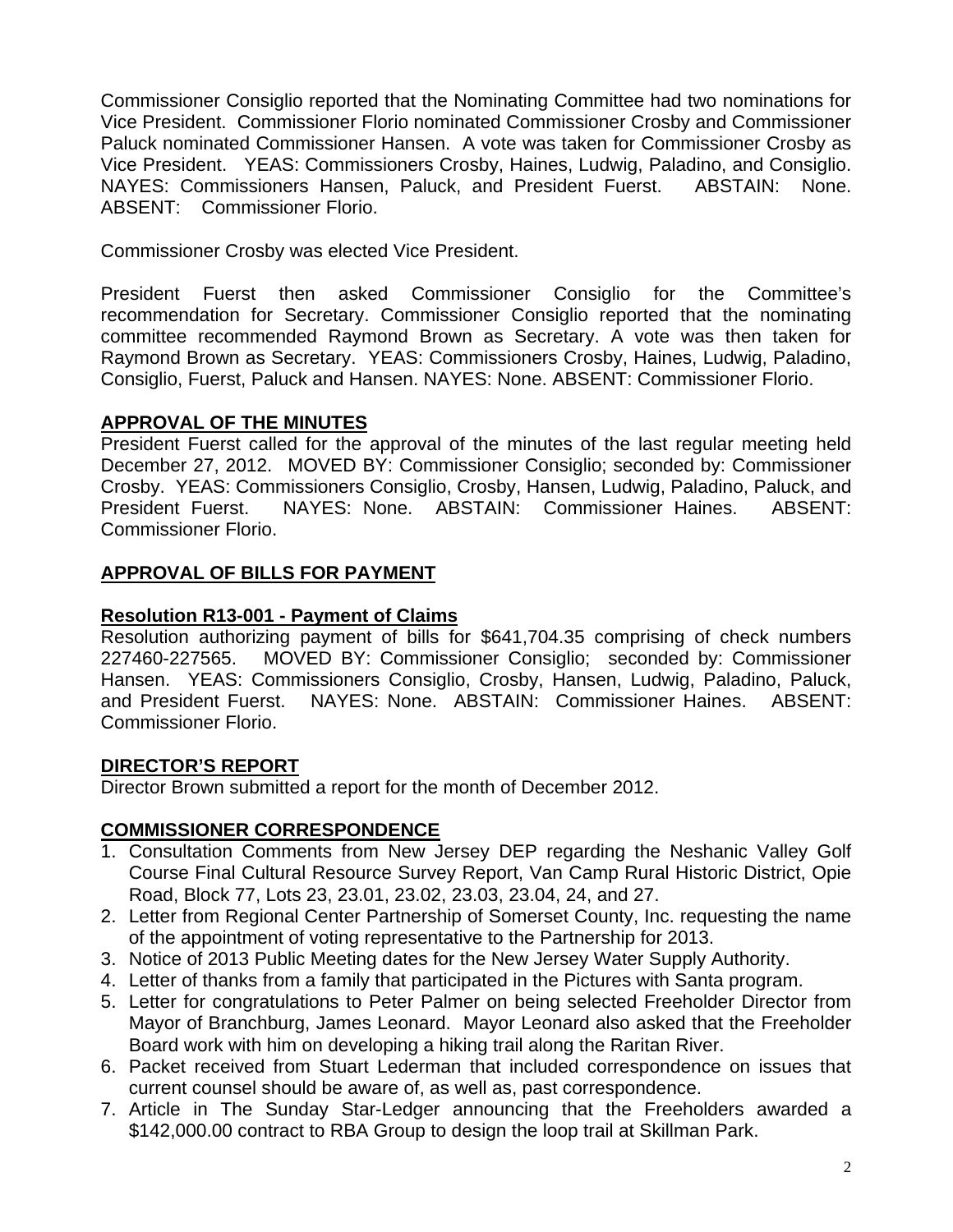Commissioner Consiglio reported that the Nominating Committee had two nominations for Vice President. Commissioner Florio nominated Commissioner Crosby and Commissioner Paluck nominated Commissioner Hansen. A vote was taken for Commissioner Crosby as Vice President. YEAS: Commissioners Crosby, Haines, Ludwig, Paladino, and Consiglio. NAYES: Commissioners Hansen, Paluck, and President Fuerst. ABSTAIN: None. ABSENT: Commissioner Florio.

Commissioner Crosby was elected Vice President.

President Fuerst then asked Commissioner Consiglio for the Committee's recommendation for Secretary. Commissioner Consiglio reported that the nominating committee recommended Raymond Brown as Secretary. A vote was then taken for Raymond Brown as Secretary. YEAS: Commissioners Crosby, Haines, Ludwig, Paladino, Consiglio, Fuerst, Paluck and Hansen. NAYES: None. ABSENT: Commissioner Florio.

## APPROVAL OF THE MINUTES

President Fuerst called for the approval of the minutes of the last regular meeting held December 27, 2012. MOVED BY: Commissioner Consiglio; seconded by: Commissioner Crosby. YEAS: Commissioners Consiglio, Crosby, Hansen, Ludwig, Paladino, Paluck, and President Fuerst. NAYES: None. ABSTAIN: Commissioner Haines. ABSENT: Commissioner Florio.

## APPROVAL OF BILLS FOR PAYMENT

### Resolution R13-001 - Payment of Claims

Resolution authorizing payment of bills for $641,704.35 comprising of check numbers 227460-227565. MOVED BY: Commissioner Consiglio; seconded by: Commissioner Hansen. YEAS: Commissioners Consiglio, Crosby, Hansen, Ludwig, Paladino, Paluck, and President Fuerst. NAYES: None. ABSTAIN: Commissioner Haines. ABSENT: Commissioner Florio.

## DIRECTOR'S REPORT

Director Brown submitted a report for the month of December 2012.

## COMMISSIONER CORRESPONDENCE

1. Consultation Comments from New Jersey DEP regarding the Neshanic Valley Golf Course Final Cultural Resource Survey Report, Van Camp Rural Historic District, Opie Road, Block 77, Lots 23, 23.01, 23.02, 23.03, 23.04, 24, and 27.
2. Letter from Regional Center Partnership of Somerset County, Inc. requesting the name of the appointment of voting representative to the Partnership for 2013.
3. Notice of 2013 Public Meeting dates for the New Jersey Water Supply Authority.
4. Letter of thanks from a family that participated in the Pictures with Santa program.
5. Letter for congratulations to Peter Palmer on being selected Freeholder Director from Mayor of Branchburg, James Leonard. Mayor Leonard also asked that the Freeholder Board work with him on developing a hiking trail along the Raritan River.
6. Packet received from Stuart Lederman that included correspondence on issues that current counsel should be aware of, as well as, past correspondence.
7. Article in The Sunday Star-Ledger announcing that the Freeholders awarded a $142,000.00 contract to RBA Group to design the loop trail at Skillman Park.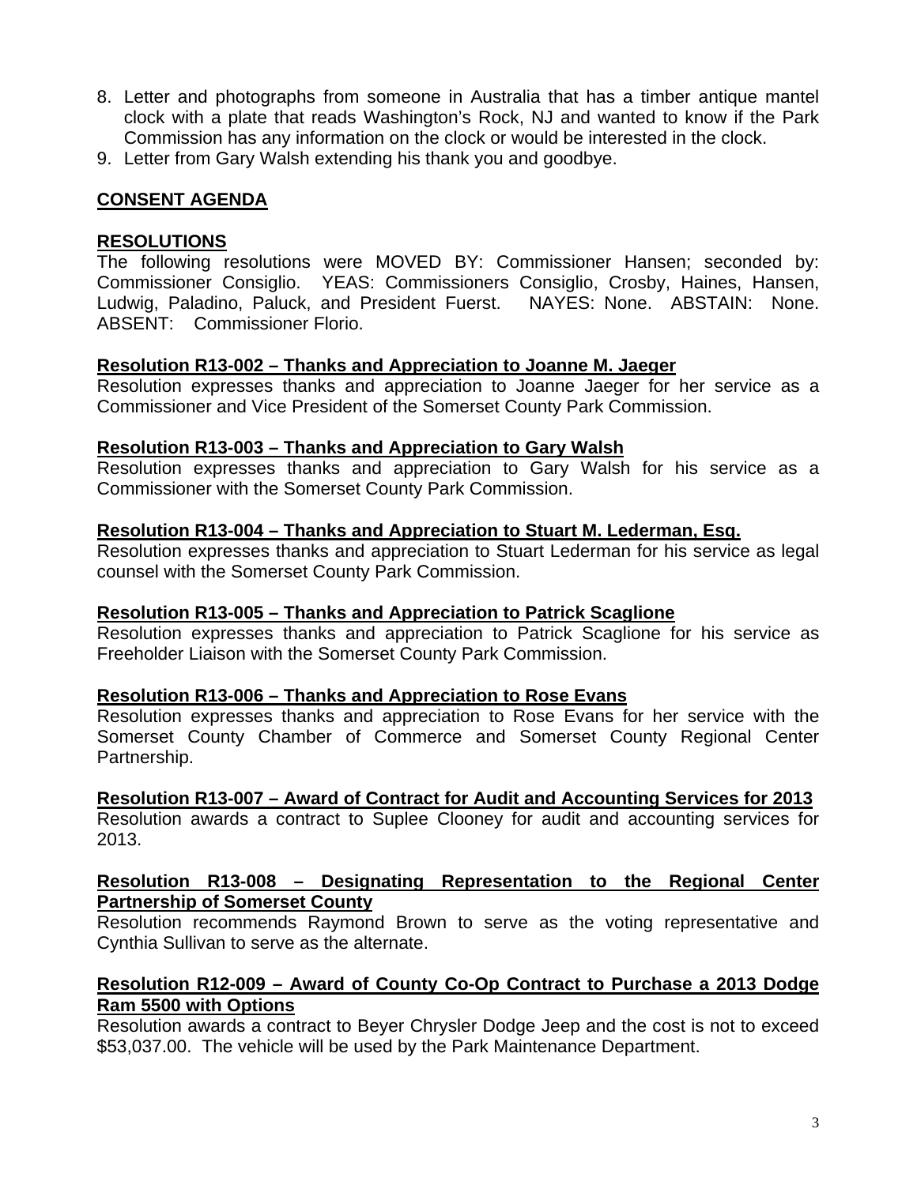8. Letter and photographs from someone in Australia that has a timber antique mantel clock with a plate that reads Washington's Rock, NJ and wanted to know if the Park Commission has any information on the clock or would be interested in the clock.
9. Letter from Gary Walsh extending his thank you and goodbye.

## CONSENT AGENDA

## RESOLUTIONS

The following resolutions were MOVED BY: Commissioner Hansen; seconded by: Commissioner Consiglio. YEAS: Commissioners Consiglio, Crosby, Haines, Hansen, Ludwig, Paladino, Paluck, and President Fuerst. NAYES: None. ABSTAIN: None. ABSENT: Commissioner Florio.

**Resolution R13-002 – Thanks and Appreciation to Joanne M. Jaeger**

Resolution expresses thanks and appreciation to Joanne Jaeger for her service as a Commissioner and Vice President of the Somerset County Park Commission.

**Resolution R13-003 – Thanks and Appreciation to Gary Walsh**

Resolution expresses thanks and appreciation to Gary Walsh for his service as a Commissioner with the Somerset County Park Commission.

**Resolution R13-004 – Thanks and Appreciation to Stuart M. Lederman, Esq.**

Resolution expresses thanks and appreciation to Stuart Lederman for his service as legal counsel with the Somerset County Park Commission.

**Resolution R13-005 – Thanks and Appreciation to Patrick Scaglione**

Resolution expresses thanks and appreciation to Patrick Scaglione for his service as Freeholder Liaison with the Somerset County Park Commission.

**Resolution R13-006 – Thanks and Appreciation to Rose Evans**

Resolution expresses thanks and appreciation to Rose Evans for her service with the Somerset County Chamber of Commerce and Somerset County Regional Center Partnership.

**Resolution R13-007 – Award of Contract for Audit and Accounting Services for 2013**

Resolution awards a contract to Suplee Clooney for audit and accounting services for 2013.

**Resolution R13-008 – Designating Representation to the Regional Center Partnership of Somerset County**

Resolution recommends Raymond Brown to serve as the voting representative and Cynthia Sullivan to serve as the alternate.

**Resolution R12-009 – Award of County Co-Op Contract to Purchase a 2013 Dodge Ram 5500 with Options**

Resolution awards a contract to Beyer Chrysler Dodge Jeep and the cost is not to exceed $53,037.00. The vehicle will be used by the Park Maintenance Department.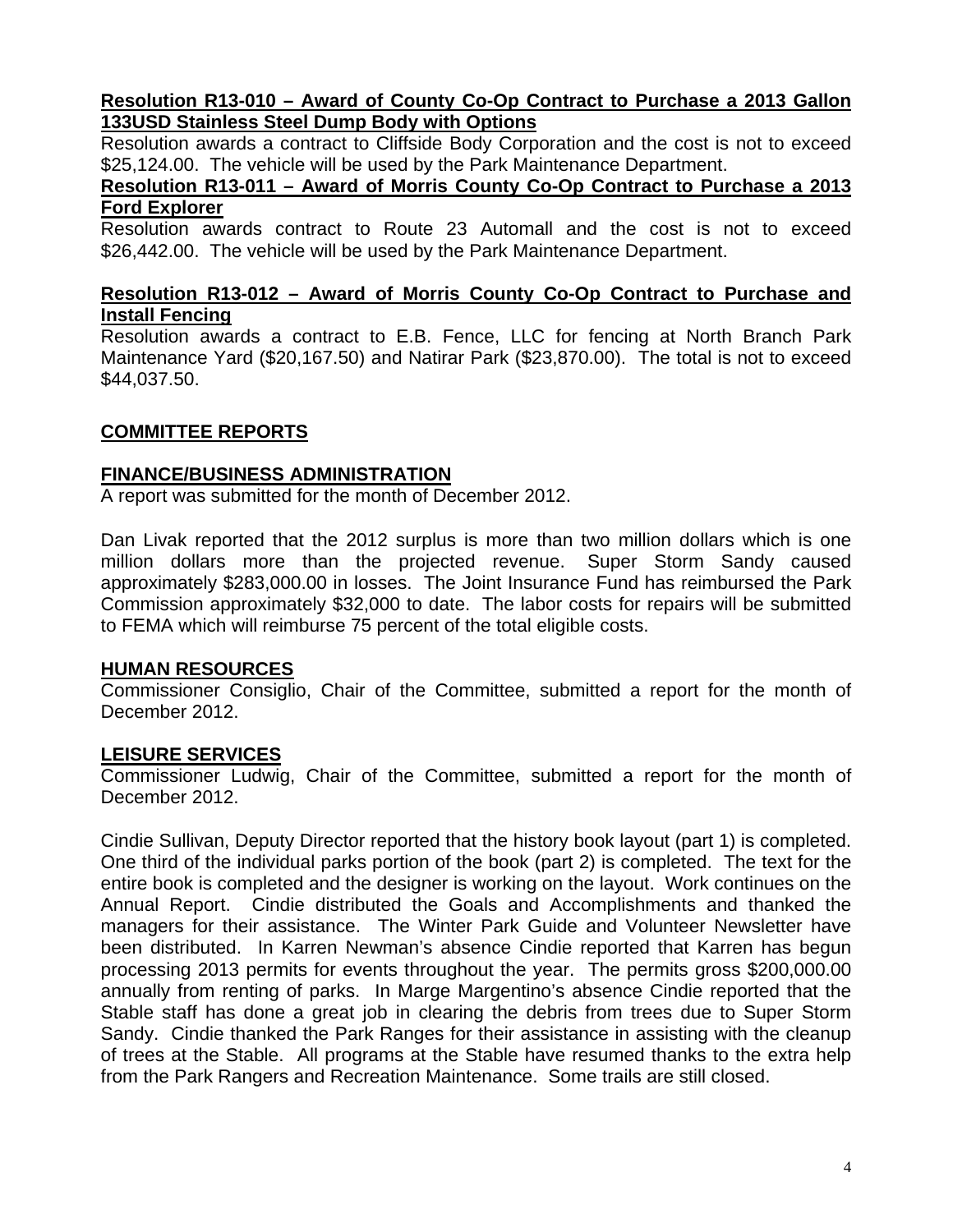**Resolution R13-010 – Award of County Co-Op Contract to Purchase a 2013 Gallon 133USD Stainless Steel Dump Body with Options**

Resolution awards a contract to Cliffside Body Corporation and the cost is not to exceed $25,124.00. The vehicle will be used by the Park Maintenance Department.

**Resolution R13-011 – Award of Morris County Co-Op Contract to Purchase a 2013 Ford Explorer**

Resolution awards contract to Route 23 Automall and the cost is not to exceed $26,442.00. The vehicle will be used by the Park Maintenance Department.

**Resolution R13-012 – Award of Morris County Co-Op Contract to Purchase and Install Fencing**

Resolution awards a contract to E.B. Fence, LLC for fencing at North Branch Park Maintenance Yard ($20,167.50) and Natirar Park ($23,870.00). The total is not to exceed $44,037.50.

## COMMITTEE REPORTS

### FINANCE/BUSINESS ADMINISTRATION

A report was submitted for the month of December 2012.

Dan Livak reported that the 2012 surplus is more than two million dollars which is one million dollars more than the projected revenue. Super Storm Sandy caused approximately $283,000.00 in losses. The Joint Insurance Fund has reimbursed the Park Commission approximately $32,000 to date. The labor costs for repairs will be submitted to FEMA which will reimburse 75 percent of the total eligible costs.

### HUMAN RESOURCES

Commissioner Consiglio, Chair of the Committee, submitted a report for the month of December 2012.

### LEISURE SERVICES

Commissioner Ludwig, Chair of the Committee, submitted a report for the month of December 2012.

Cindie Sullivan, Deputy Director reported that the history book layout (part 1) is completed. One third of the individual parks portion of the book (part 2) is completed. The text for the entire book is completed and the designer is working on the layout. Work continues on the Annual Report. Cindie distributed the Goals and Accomplishments and thanked the managers for their assistance. The Winter Park Guide and Volunteer Newsletter have been distributed. In Karren Newman's absence Cindie reported that Karren has begun processing 2013 permits for events throughout the year. The permits gross $200,000.00 annually from renting of parks. In Marge Margentino's absence Cindie reported that the Stable staff has done a great job in clearing the debris from trees due to Super Storm Sandy. Cindie thanked the Park Ranges for their assistance in assisting with the cleanup of trees at the Stable. All programs at the Stable have resumed thanks to the extra help from the Park Rangers and Recreation Maintenance. Some trails are still closed.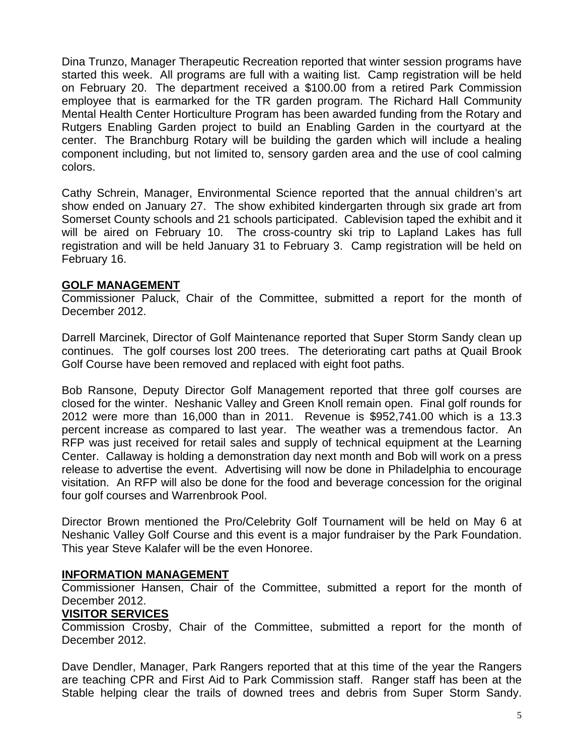Dina Trunzo, Manager Therapeutic Recreation reported that winter session programs have started this week. All programs are full with a waiting list. Camp registration will be held on February 20. The department received a $100.00 from a retired Park Commission employee that is earmarked for the TR garden program. The Richard Hall Community Mental Health Center Horticulture Program has been awarded funding from the Rotary and Rutgers Enabling Garden project to build an Enabling Garden in the courtyard at the center. The Branchburg Rotary will be building the garden which will include a healing component including, but not limited to, sensory garden area and the use of cool calming colors.

Cathy Schrein, Manager, Environmental Science reported that the annual children's art show ended on January 27. The show exhibited kindergarten through six grade art from Somerset County schools and 21 schools participated. Cablevision taped the exhibit and it will be aired on February 10. The cross-country ski trip to Lapland Lakes has full registration and will be held January 31 to February 3. Camp registration will be held on February 16.

**GOLF MANAGEMENT**

Commissioner Paluck, Chair of the Committee, submitted a report for the month of December 2012.

Darrell Marcinek, Director of Golf Maintenance reported that Super Storm Sandy clean up continues. The golf courses lost 200 trees. The deteriorating cart paths at Quail Brook Golf Course have been removed and replaced with eight foot paths.

Bob Ransone, Deputy Director Golf Management reported that three golf courses are closed for the winter. Neshanic Valley and Green Knoll remain open. Final golf rounds for 2012 were more than 16,000 than in 2011. Revenue is $952,741.00 which is a 13.3 percent increase as compared to last year. The weather was a tremendous factor. An RFP was just received for retail sales and supply of technical equipment at the Learning Center. Callaway is holding a demonstration day next month and Bob will work on a press release to advertise the event. Advertising will now be done in Philadelphia to encourage visitation. An RFP will also be done for the food and beverage concession for the original four golf courses and Warrenbrook Pool.

Director Brown mentioned the Pro/Celebrity Golf Tournament will be held on May 6 at Neshanic Valley Golf Course and this event is a major fundraiser by the Park Foundation. This year Steve Kalafer will be the even Honoree.

**INFORMATION MANAGEMENT**

Commissioner Hansen, Chair of the Committee, submitted a report for the month of December 2012.

**VISITOR SERVICES**

Commission Crosby, Chair of the Committee, submitted a report for the month of December 2012.

Dave Dendler, Manager, Park Rangers reported that at this time of the year the Rangers are teaching CPR and First Aid to Park Commission staff. Ranger staff has been at the Stable helping clear the trails of downed trees and debris from Super Storm Sandy.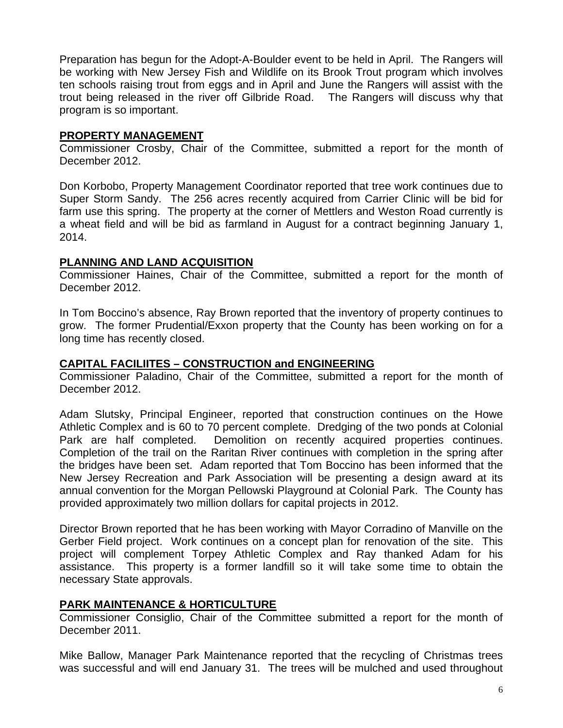Preparation has begun for the Adopt-A-Boulder event to be held in April. The Rangers will be working with New Jersey Fish and Wildlife on its Brook Trout program which involves ten schools raising trout from eggs and in April and June the Rangers will assist with the trout being released in the river off Gilbride Road. The Rangers will discuss why that program is so important.

**PROPERTY MANAGEMENT**

Commissioner Crosby, Chair of the Committee, submitted a report for the month of December 2012.

Don Korbobo, Property Management Coordinator reported that tree work continues due to Super Storm Sandy. The 256 acres recently acquired from Carrier Clinic will be bid for farm use this spring. The property at the corner of Mettlers and Weston Road currently is a wheat field and will be bid as farmland in August for a contract beginning January 1, 2014.

**PLANNING AND LAND ACQUISITION**

Commissioner Haines, Chair of the Committee, submitted a report for the month of December 2012.

In Tom Boccino's absence, Ray Brown reported that the inventory of property continues to grow. The former Prudential/Exxon property that the County has been working on for a long time has recently closed.

**CAPITAL FACILIITES – CONSTRUCTION and ENGINEERING**

Commissioner Paladino, Chair of the Committee, submitted a report for the month of December 2012.

Adam Slutsky, Principal Engineer, reported that construction continues on the Howe Athletic Complex and is 60 to 70 percent complete. Dredging of the two ponds at Colonial Park are half completed. Demolition on recently acquired properties continues. Completion of the trail on the Raritan River continues with completion in the spring after the bridges have been set. Adam reported that Tom Boccino has been informed that the New Jersey Recreation and Park Association will be presenting a design award at its annual convention for the Morgan Pellowski Playground at Colonial Park. The County has provided approximately two million dollars for capital projects in 2012.

Director Brown reported that he has been working with Mayor Corradino of Manville on the Gerber Field project. Work continues on a concept plan for renovation of the site. This project will complement Torpey Athletic Complex and Ray thanked Adam for his assistance. This property is a former landfill so it will take some time to obtain the necessary State approvals.

**PARK MAINTENANCE & HORTICULTURE**

Commissioner Consiglio, Chair of the Committee submitted a report for the month of December 2011.

Mike Ballow, Manager Park Maintenance reported that the recycling of Christmas trees was successful and will end January 31. The trees will be mulched and used throughout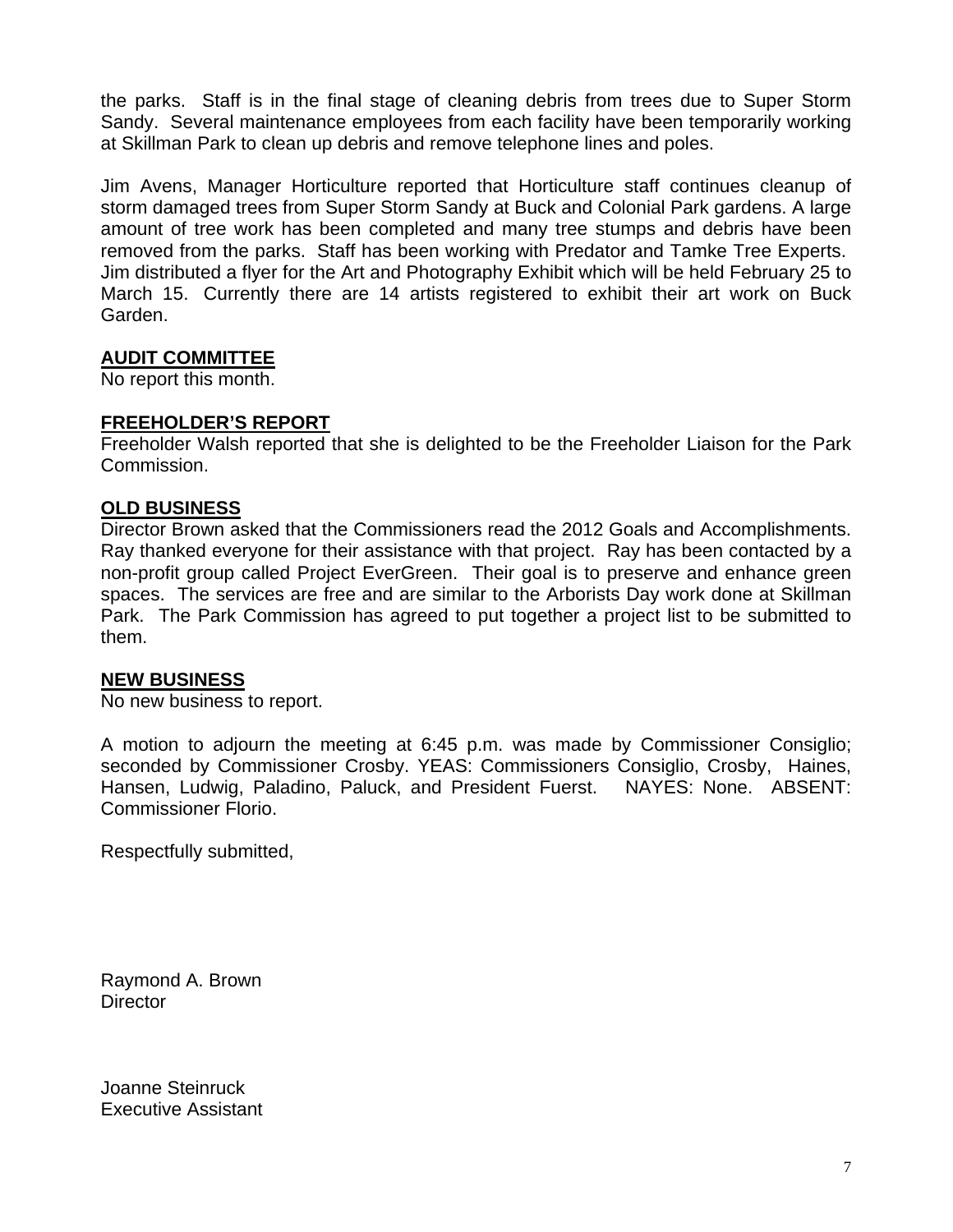the parks. Staff is in the final stage of cleaning debris from trees due to Super Storm Sandy. Several maintenance employees from each facility have been temporarily working at Skillman Park to clean up debris and remove telephone lines and poles.

Jim Avens, Manager Horticulture reported that Horticulture staff continues cleanup of storm damaged trees from Super Storm Sandy at Buck and Colonial Park gardens. A large amount of tree work has been completed and many tree stumps and debris have been removed from the parks. Staff has been working with Predator and Tamke Tree Experts. Jim distributed a flyer for the Art and Photography Exhibit which will be held February 25 to March 15. Currently there are 14 artists registered to exhibit their art work on Buck Garden.

**AUDIT COMMITTEE**

No report this month.

**FREEHOLDER'S REPORT**

Freeholder Walsh reported that she is delighted to be the Freeholder Liaison for the Park Commission.

**OLD BUSINESS**

Director Brown asked that the Commissioners read the 2012 Goals and Accomplishments. Ray thanked everyone for their assistance with that project. Ray has been contacted by a non-profit group called Project EverGreen. Their goal is to preserve and enhance green spaces. The services are free and are similar to the Arborists Day work done at Skillman Park. The Park Commission has agreed to put together a project list to be submitted to them.

**NEW BUSINESS**

No new business to report.

A motion to adjourn the meeting at 6:45 p.m. was made by Commissioner Consiglio; seconded by Commissioner Crosby. YEAS: Commissioners Consiglio, Crosby, Haines, Hansen, Ludwig, Paladino, Paluck, and President Fuerst. NAYES: None. ABSENT: Commissioner Florio.

Respectfully submitted,

Raymond A. Brown
Director

Joanne Steinruck
Executive Assistant